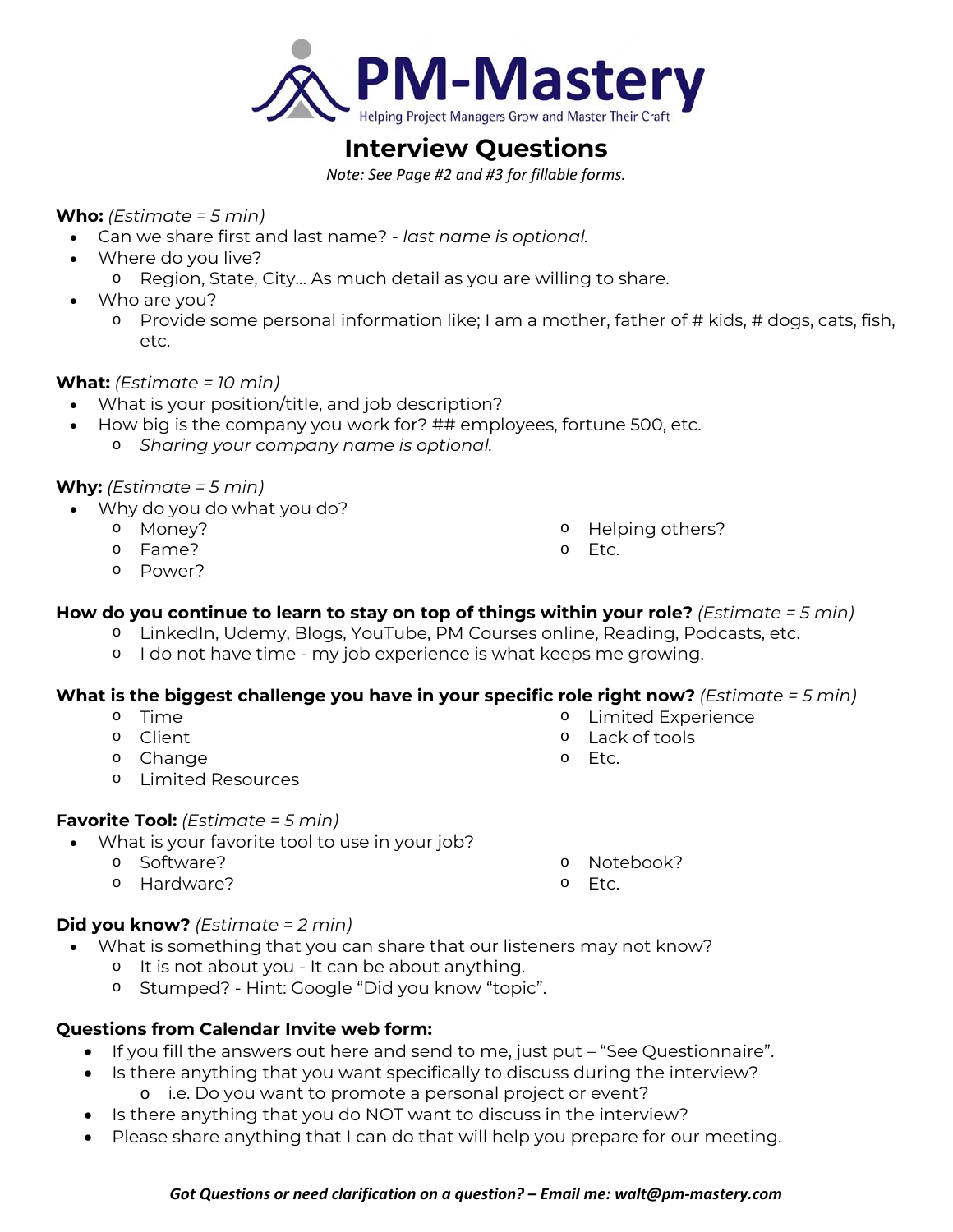# PM-Mastery

Helping Project Managers Grow and Master Their Craft

## Interview Questions

*Note: See Page #2 and #3 for fillable forms.*

**Who:** *(Estimate = 5 min)*

- Can we share first and last name? - *last name is optional.*
- Where do you live?
  - Region, State, City... As much detail as you are willing to share.
- Who are you?
  - Provide some personal information like; I am a mother, father of # kids, # dogs, cats, fish, etc.

**What:** *(Estimate = 10 min)*

- What is your position/title, and job description?
- How big is the company you work for? ## employees, fortune 500, etc.
  - *Sharing your company name is optional.*

**Why:** *(Estimate = 5 min)*

- Why do you do what you do?
  - Money?
  - Fame?
  - Power?
  - Helping others?
  - Etc.

**How do you continue to learn to stay on top of things within your role?** *(Estimate = 5 min)*

- LinkedIn, Udemy, Blogs, YouTube, PM Courses online, Reading, Podcasts, etc.
- I do not have time - my job experience is what keeps me growing.

**What is the biggest challenge you have in your specific role right now?** *(Estimate = 5 min)*

- Time
- Client
- Change
- Limited Resources
- Limited Experience
- Lack of tools
- Etc.

**Favorite Tool:** *(Estimate = 5 min)*

- What is your favorite tool to use in your job?
  - Software?
  - Hardware?
  - Notebook?
  - Etc.

**Did you know?** *(Estimate = 2 min)*

- What is something that you can share that our listeners may not know?
  - It is not about you - It can be about anything.
  - Stumped? - Hint: Google "Did you know "topic".

**Questions from Calendar Invite web form:**

- If you fill the answers out here and send to me, just put – "See Questionnaire".
- Is there anything that you want specifically to discuss during the interview?
  - i.e. Do you want to promote a personal project or event?
- Is there anything that you do NOT want to discuss in the interview?
- Please share anything that I can do that will help you prepare for our meeting.

***Got Questions or need clarification on a question? – Email me: walt@pm-mastery.com***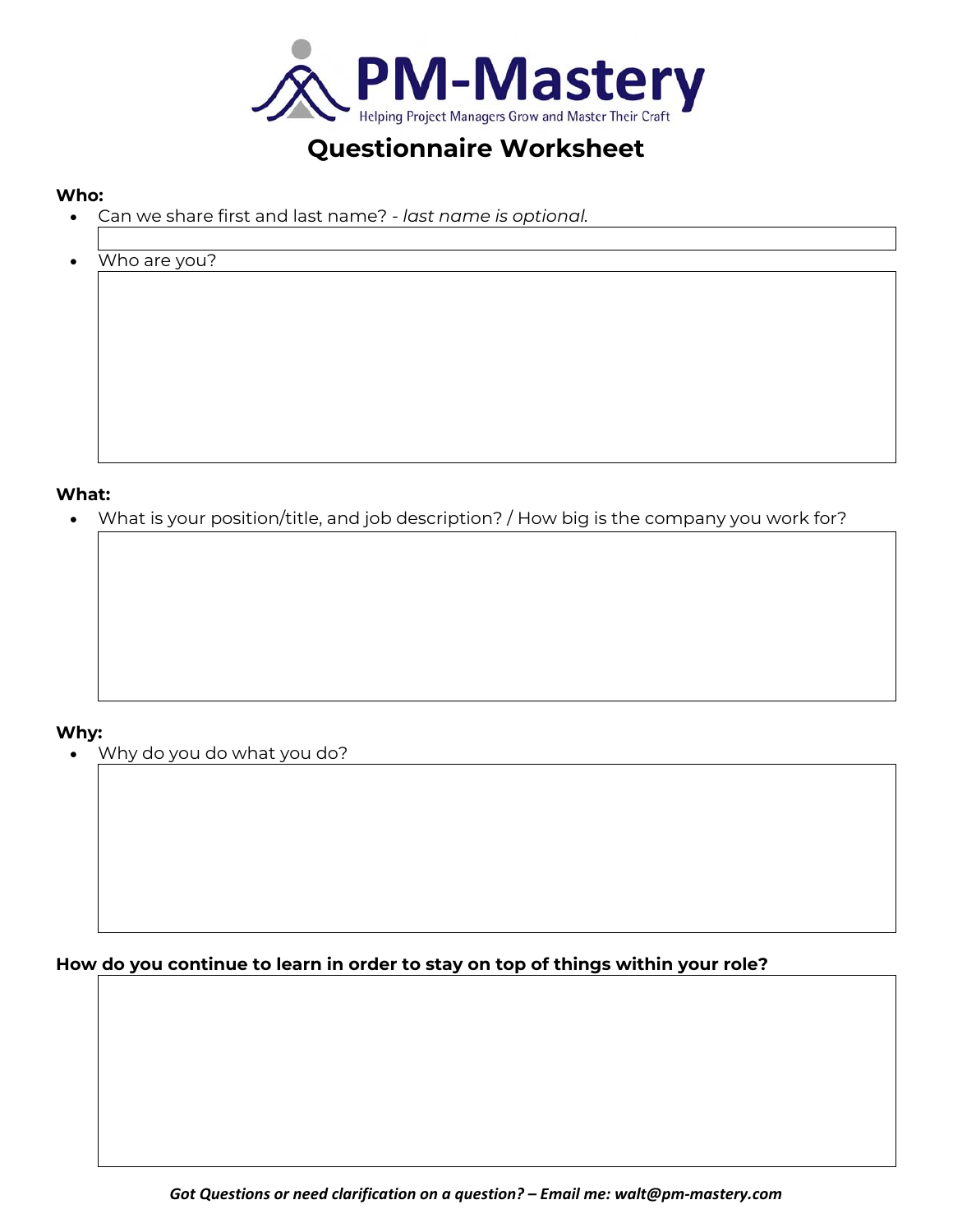PM-Mastery
Helping Project Managers Grow and Master Their Craft

# Questionnaire Worksheet

**Who:**

- Can we share first and last name? - *last name is optional.*
- Who are you?

**What:**

- What is your position/title, and job description? / How big is the company you work for?

**Why:**

- Why do you do what you do?

**How do you continue to learn in order to stay on top of things within your role?**

***Got Questions or need clarification on a question? – Email me: walt@pm-mastery.com***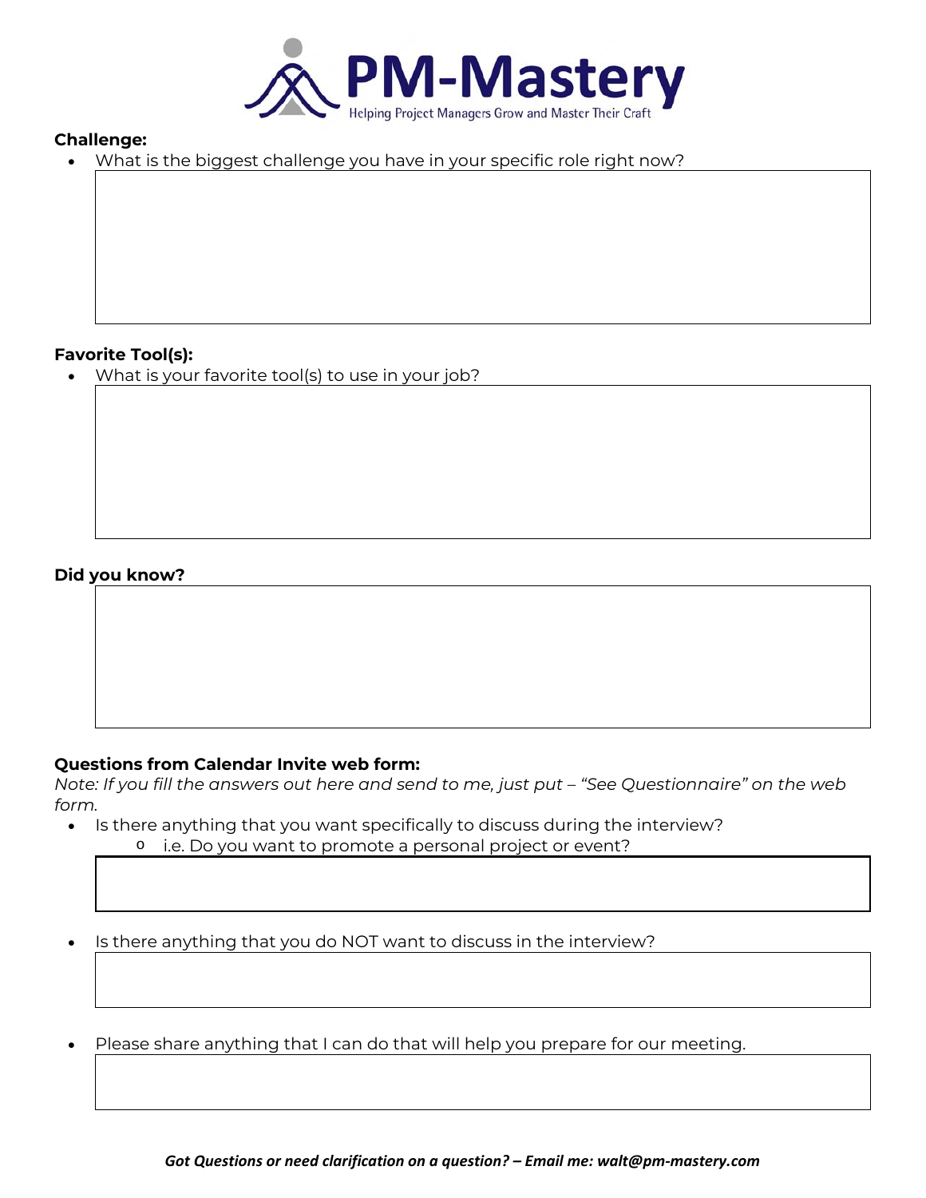PM-Mastery
Helping Project Managers Grow and Master Their Craft

**Challenge:**

- What is the biggest challenge you have in your specific role right now?

**Favorite Tool(s):**

- What is your favorite tool(s) to use in your job?

**Did you know?**

**Questions from Calendar Invite web form:**

*Note: If you fill the answers out here and send to me, just put – "See Questionnaire" on the web form.*

- Is there anything that you want specifically to discuss during the interview?
    - i.e. Do you want to promote a personal project or event?

- Is there anything that you do NOT want to discuss in the interview?

- Please share anything that I can do that will help you prepare for our meeting.

***Got Questions or need clarification on a question? – Email me: walt@pm-mastery.com***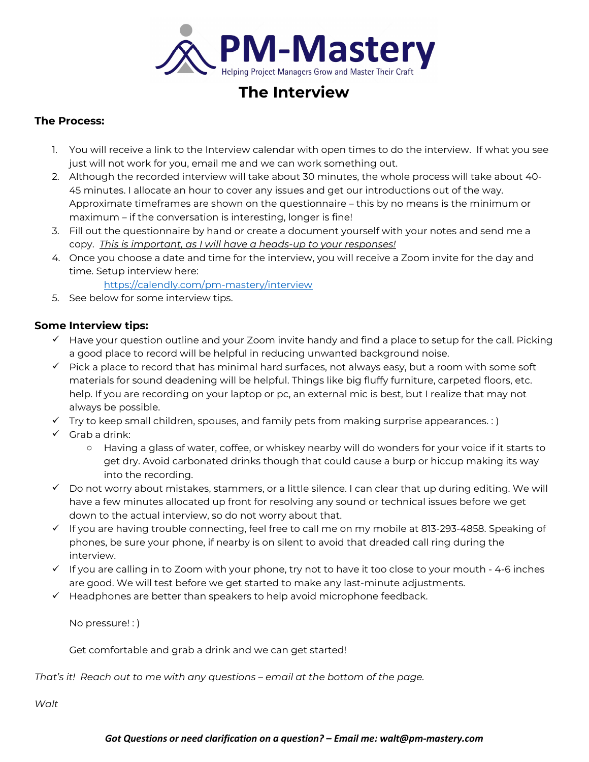PM-Mastery

Helping Project Managers Grow and Master Their Craft

# The Interview

### The Process:

1. You will receive a link to the Interview calendar with open times to do the interview. If what you see just will not work for you, email me and we can work something out.
2. Although the recorded interview will take about 30 minutes, the whole process will take about 40-45 minutes. I allocate an hour to cover any issues and get our introductions out of the way. Approximate timeframes are shown on the questionnaire – this by no means is the minimum or maximum – if the conversation is interesting, longer is fine!
3. Fill out the questionnaire by hand or create a document yourself with your notes and send me a copy. *This is important, as I will have a heads-up to your responses!*
4. Once you choose a date and time for the interview, you will receive a Zoom invite for the day and time. Setup interview here:
   https://calendly.com/pm-mastery/interview
5. See below for some interview tips.

### Some Interview tips:

- ✓ Have your question outline and your Zoom invite handy and find a place to setup for the call. Picking a good place to record will be helpful in reducing unwanted background noise.
- ✓ Pick a place to record that has minimal hard surfaces, not always easy, but a room with some soft materials for sound deadening will be helpful. Things like big fluffy furniture, carpeted floors, etc. help. If you are recording on your laptop or pc, an external mic is best, but I realize that may not always be possible.
- ✓ Try to keep small children, spouses, and family pets from making surprise appearances. : )
- ✓ Grab a drink:
  - Having a glass of water, coffee, or whiskey nearby will do wonders for your voice if it starts to get dry. Avoid carbonated drinks though that could cause a burp or hiccup making its way into the recording.
- ✓ Do not worry about mistakes, stammers, or a little silence. I can clear that up during editing. We will have a few minutes allocated up front for resolving any sound or technical issues before we get down to the actual interview, so do not worry about that.
- ✓ If you are having trouble connecting, feel free to call me on my mobile at 813-293-4858. Speaking of phones, be sure your phone, if nearby is on silent to avoid that dreaded call ring during the interview.
- ✓ If you are calling in to Zoom with your phone, try not to have it too close to your mouth - 4-6 inches are good. We will test before we get started to make any last-minute adjustments.
- ✓ Headphones are better than speakers to help avoid microphone feedback.

  No pressure! : )

  Get comfortable and grab a drink and we can get started!

*That's it! Reach out to me with any questions – email at the bottom of the page.*

*Walt*

***Got Questions or need clarification on a question? – Email me: walt@pm-mastery.com***